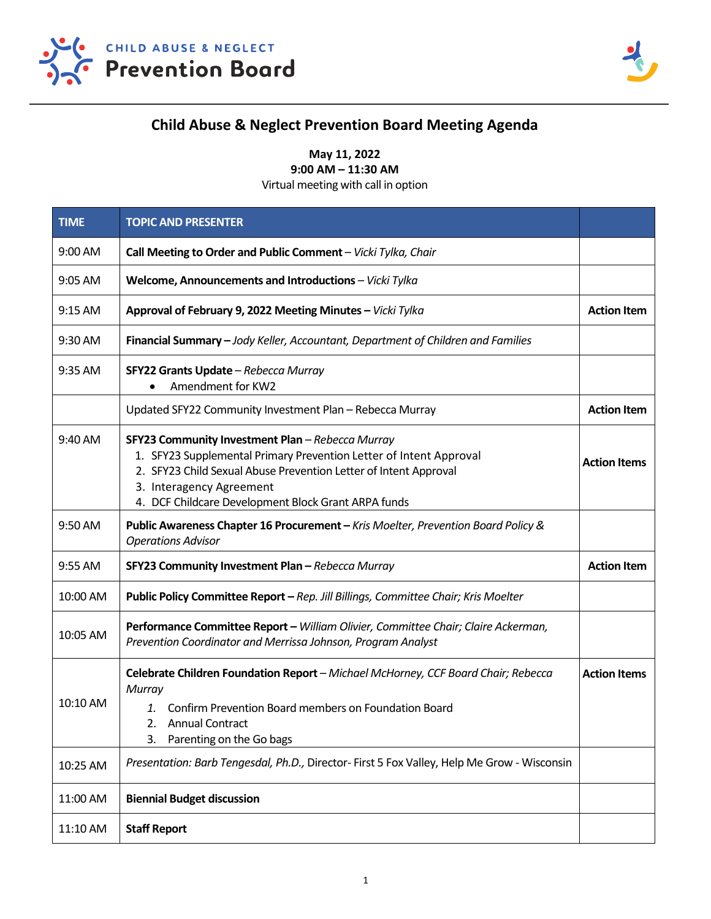CHILD ABUSE & NEGLECT

**Prevention Board**

# Child Abuse & Neglect Prevention Board Meeting Agenda

**May 11, 2022**
**9:00 AM – 11:30 AM**
Virtual meeting with call in option

| TIME | TOPIC AND PRESENTER | |
|---|---|---|
| 9:00 AM | **Call Meeting to Order and Public Comment** – *Vicki Tylka, Chair* | |
| 9:05 AM | **Welcome, Announcements and Introductions** – *Vicki Tylka* | |
| 9:15 AM | **Approval of February 9, 2022 Meeting Minutes –** *Vicki Tylka* | **Action Item** |
| 9:30 AM | **Financial Summary –** *Jody Keller, Accountant, Department of Children and Families* | |
| 9:35 AM | **SFY22 Grants Update** – *Rebecca Murray*<br>• Amendment for KW2 | |
| | Updated SFY22 Community Investment Plan – Rebecca Murray | **Action Item** |
| 9:40 AM | **SFY23 Community Investment Plan** – *Rebecca Murray*<br>1. SFY23 Supplemental Primary Prevention Letter of Intent Approval<br>2. SFY23 Child Sexual Abuse Prevention Letter of Intent Approval<br>3. Interagency Agreement<br>4. DCF Childcare Development Block Grant ARPA funds | **Action Items** |
| 9:50 AM | **Public Awareness Chapter 16 Procurement –** *Kris Moelter, Prevention Board Policy & Operations Advisor* | |
| 9:55 AM | **SFY23 Community Investment Plan –** *Rebecca Murray* | **Action Item** |
| 10:00 AM | **Public Policy Committee Report –** *Rep. Jill Billings, Committee Chair; Kris Moelter* | |
| 10:05 AM | **Performance Committee Report –** *William Olivier, Committee Chair; Claire Ackerman, Prevention Coordinator and Merrissa Johnson, Program Analyst* | |
| 10:10 AM | **Celebrate Children Foundation Report** – *Michael McHorney, CCF Board Chair; Rebecca Murray*<br>1. Confirm Prevention Board members on Foundation Board<br>2. Annual Contract<br>3. Parenting on the Go bags | **Action Items** |
| 10:25 AM | *Presentation: Barb Tengesdal, Ph.D.,* Director- First 5 Fox Valley, Help Me Grow - Wisconsin | |
| 11:00 AM | **Biennial Budget discussion** | |
| 11:10 AM | **Staff Report** | |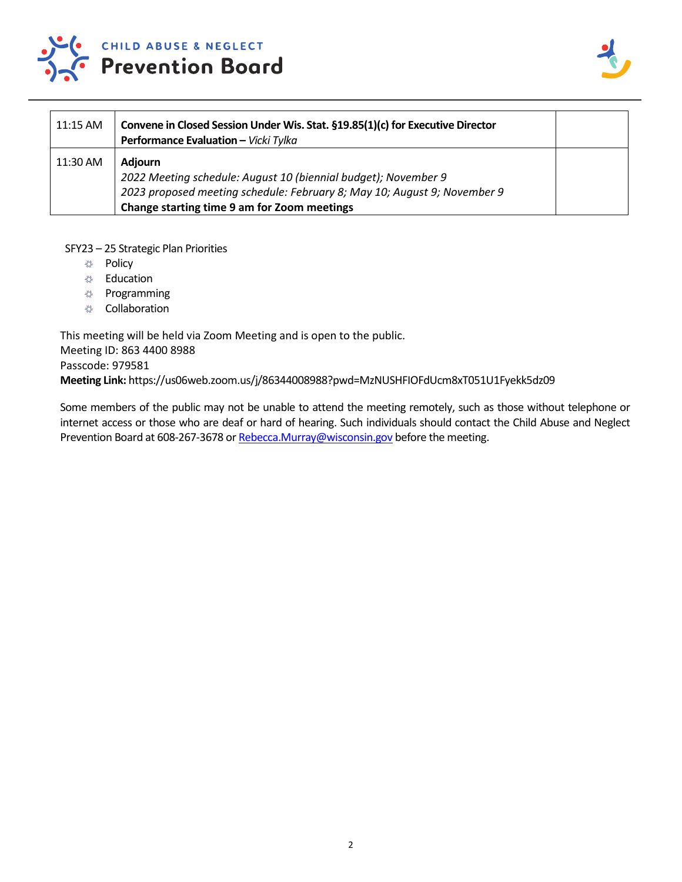| | | |
|---|---|---|
| 11:15 AM | **Convene in Closed Session Under Wis. Stat. §19.85(1)(c) for Executive Director Performance Evaluation –** *Vicki Tylka* | |
| 11:30 AM | **Adjourn**<br>*2022 Meeting schedule: August 10 (biennial budget); November 9*<br>*2023 proposed meeting schedule: February 8; May 10; August 9; November 9*<br>**Change starting time 9 am for Zoom meetings** | |

SFY23 – 25 Strategic Plan Priorities

- Policy
- Education
- Programming
- Collaboration

This meeting will be held via Zoom Meeting and is open to the public.
Meeting ID: 863 4400 8988
Passcode: 979581
**Meeting Link:** https://us06web.zoom.us/j/86344008988?pwd=MzNUSHFIOFdUcm8xT051U1Fyekk5dz09

Some members of the public may not be unable to attend the meeting remotely, such as those without telephone or internet access or those who are deaf or hard of hearing. Such individuals should contact the Child Abuse and Neglect Prevention Board at 608-267-3678 or Rebecca.Murray@wisconsin.gov before the meeting.